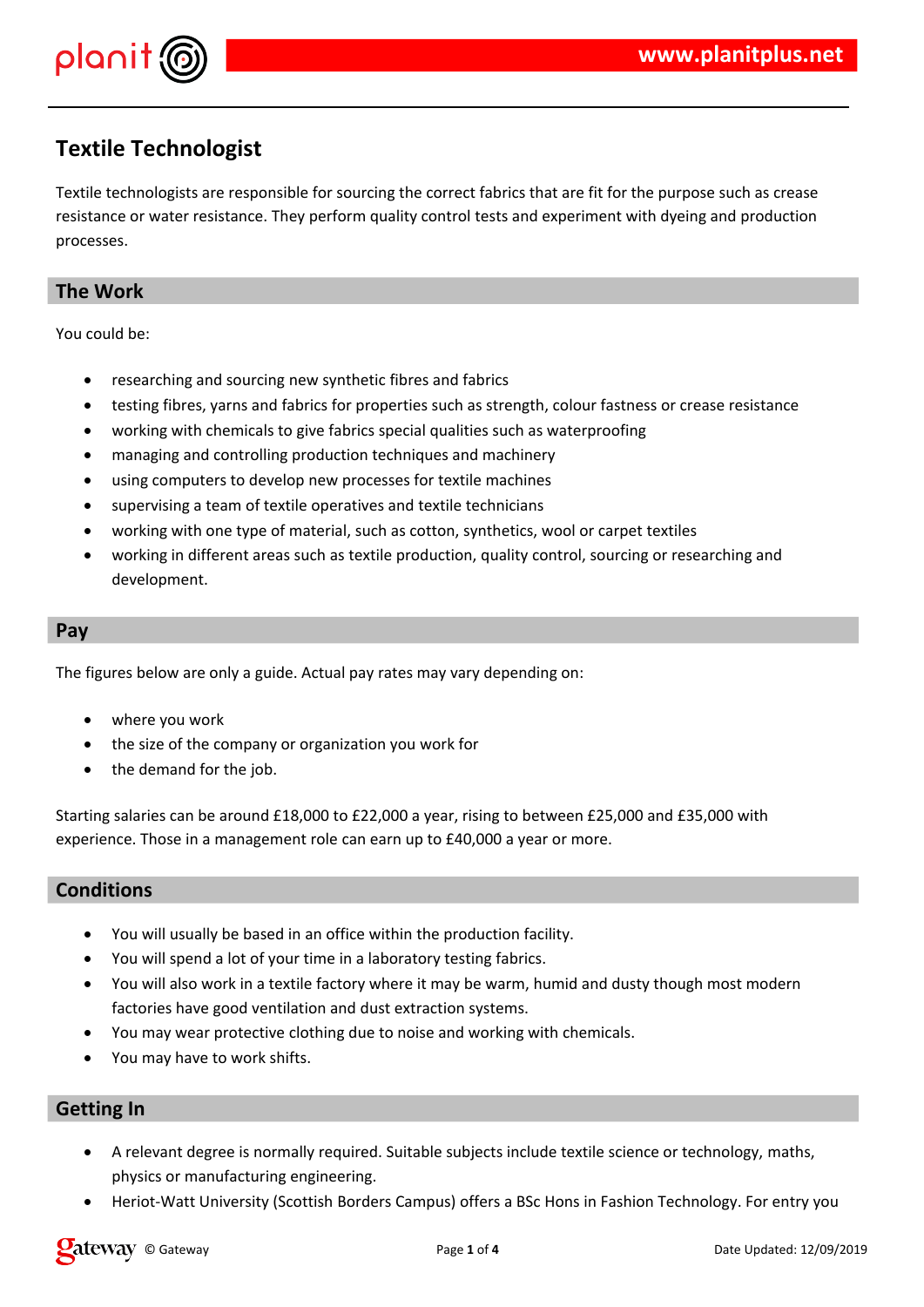# Textile Technologist

Textile technologists are responsible for sourcing the correct fabrics that are fit for the purpose such as crease resistance or water resistance. They perform quality control tests and experiment with dyeing and production processes.

## The Work

You could be:

- researching and sourcing new synthetic fibres and fabrics
- testing fibres, yarns and fabrics for properties such as strength, colour fastness or crease resistance
- working with chemicals to give fabrics special qualities such as waterproofing
- managing and controlling production techniques and machinery
- using computers to develop new processes for textile machines
- supervising a team of textile operatives and textile technicians
- working with one type of material, such as cotton, synthetics, wool or carpet textiles
- working in different areas such as textile production, quality control, sourcing or researching and development.

## Pay

The figures below are only a guide. Actual pay rates may vary depending on:

- where you work
- the size of the company or organization you work for
- the demand for the job.

Starting salaries can be around £18,000 to £22,000 a year, rising to between £25,000 and £35,000 with experience. Those in a management role can earn up to £40,000 a year or more.

## Conditions

- You will usually be based in an office within the production facility.
- You will spend a lot of your time in a laboratory testing fabrics.
- You will also work in a textile factory where it may be warm, humid and dusty though most modern factories have good ventilation and dust extraction systems.
- You may wear protective clothing due to noise and working with chemicals.
- You may have to work shifts.

## Getting In

- A relevant degree is normally required. Suitable subjects include textile science or technology, maths, physics or manufacturing engineering.
- Heriot-Watt University (Scottish Borders Campus) offers a BSc Hons in Fashion Technology. For entry you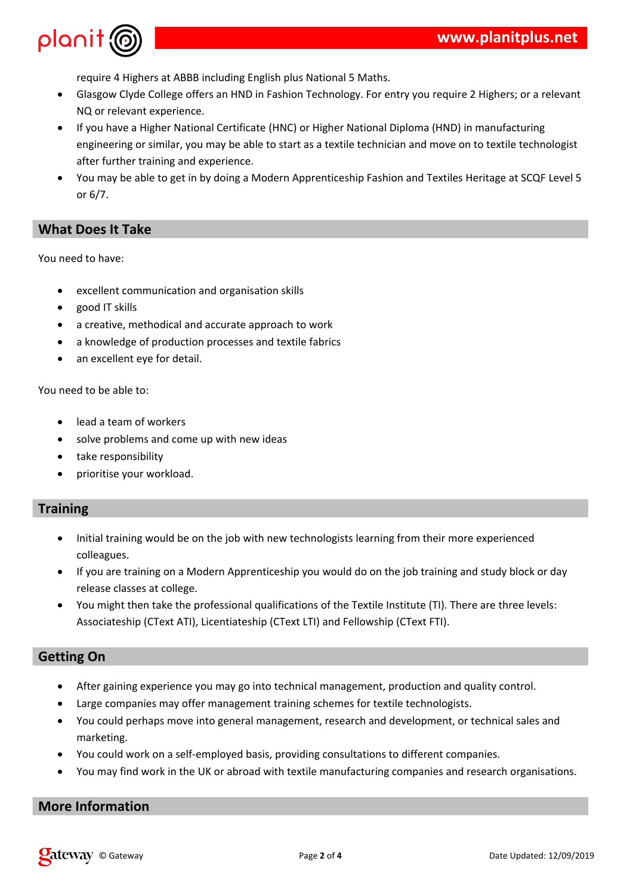require 4 Highers at ABBB including English plus National 5 Maths.

- Glasgow Clyde College offers an HND in Fashion Technology. For entry you require 2 Highers; or a relevant NQ or relevant experience.
- If you have a Higher National Certificate (HNC) or Higher National Diploma (HND) in manufacturing engineering or similar, you may be able to start as a textile technician and move on to textile technologist after further training and experience.
- You may be able to get in by doing a Modern Apprenticeship Fashion and Textiles Heritage at SCQF Level 5 or 6/7.

## What Does It Take

You need to have:

- excellent communication and organisation skills
- good IT skills
- a creative, methodical and accurate approach to work
- a knowledge of production processes and textile fabrics
- an excellent eye for detail.

You need to be able to:

- lead a team of workers
- solve problems and come up with new ideas
- take responsibility
- prioritise your workload.

## Training

- Initial training would be on the job with new technologists learning from their more experienced colleagues.
- If you are training on a Modern Apprenticeship you would do on the job training and study block or day release classes at college.
- You might then take the professional qualifications of the Textile Institute (TI). There are three levels: Associateship (CText ATI), Licentiateship (CText LTI) and Fellowship (CText FTI).

## Getting On

- After gaining experience you may go into technical management, production and quality control.
- Large companies may offer management training schemes for textile technologists.
- You could perhaps move into general management, research and development, or technical sales and marketing.
- You could work on a self-employed basis, providing consultations to different companies.
- You may find work in the UK or abroad with textile manufacturing companies and research organisations.

## More Information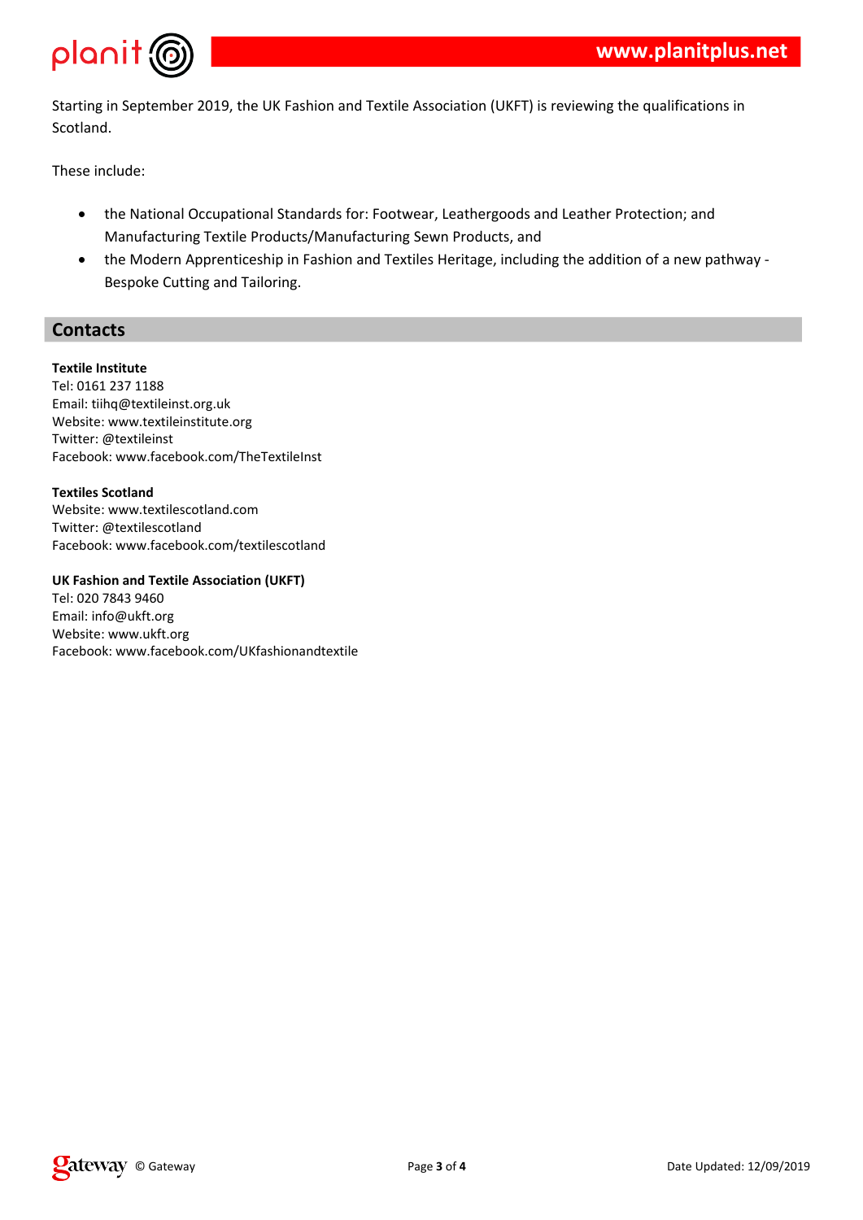Starting in September 2019, the UK Fashion and Textile Association (UKFT) is reviewing the qualifications in Scotland.

These include:

- the National Occupational Standards for: Footwear, Leathergoods and Leather Protection; and Manufacturing Textile Products/Manufacturing Sewn Products, and
- the Modern Apprenticeship in Fashion and Textiles Heritage, including the addition of a new pathway - Bespoke Cutting and Tailoring.

## Contacts

**Textile Institute**
Tel: 0161 237 1188
Email: tiihq@textileinst.org.uk
Website: www.textileinstitute.org
Twitter: @textileinst
Facebook: www.facebook.com/TheTextileInst

**Textiles Scotland**
Website: www.textilescotland.com
Twitter: @textilescotland
Facebook: www.facebook.com/textilescotland

**UK Fashion and Textile Association (UKFT)**
Tel: 020 7843 9460
Email: info@ukft.org
Website: www.ukft.org
Facebook: www.facebook.com/UKfashionandtextile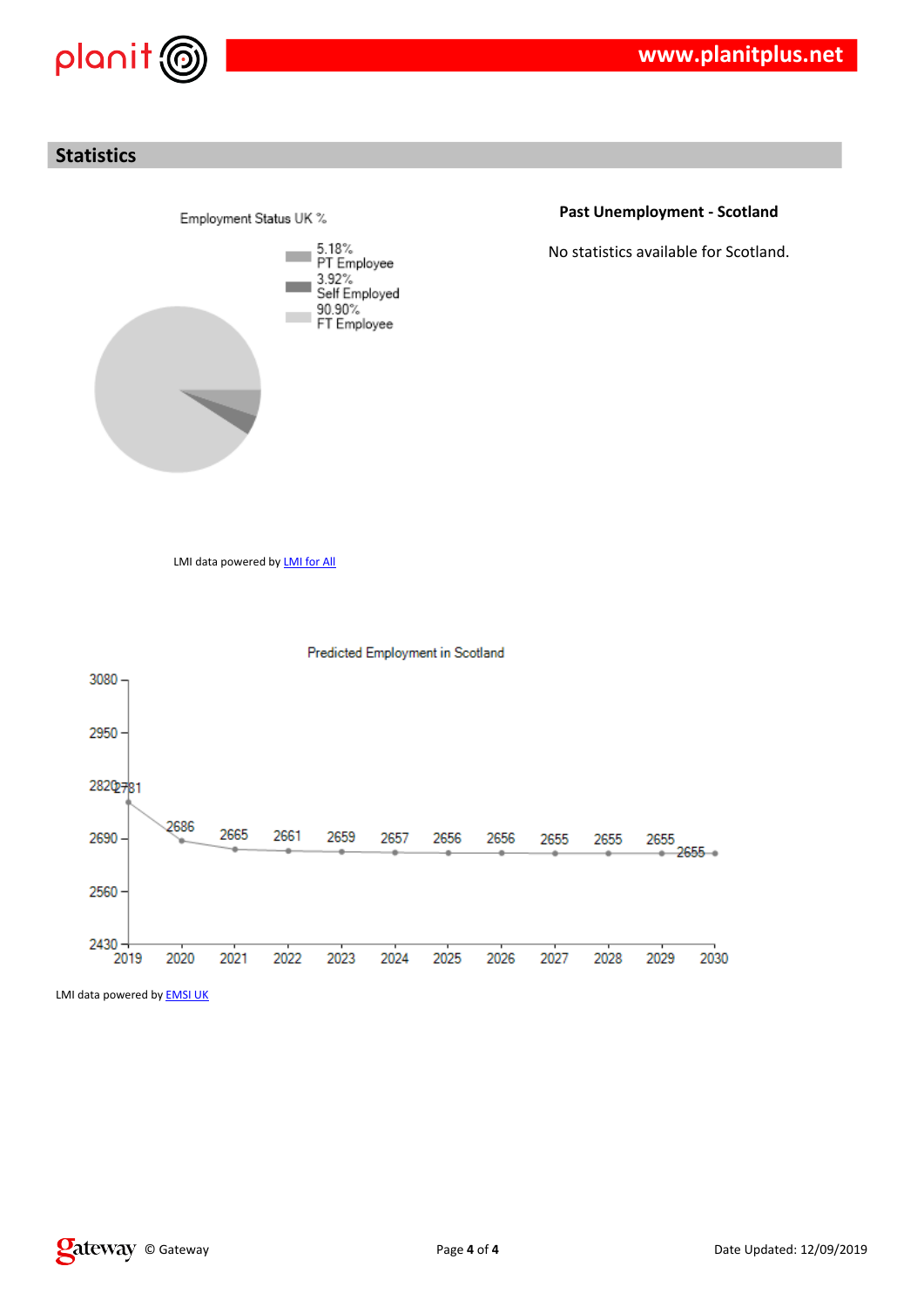## Statistics

Employment Status UK %

5.18%
PT Employee
3.92%
Self Employed
90.90%
FT Employee

LMI data powered by [LMI for All](LMI for All)

**Past Unemployment - Scotland**

No statistics available for Scotland.

Predicted Employment in Scotland

3080
2950
2820
2690
2560
2430

2781
2686
2665
2661
2659
2657
2656
2656
2655
2655
2655
2655

2019 2020 2021 2022 2023 2024 2025 2026 2027 2028 2029 2030

LMI data powered by EMSI UK

© Gateway

Date Updated: 12/09/2019